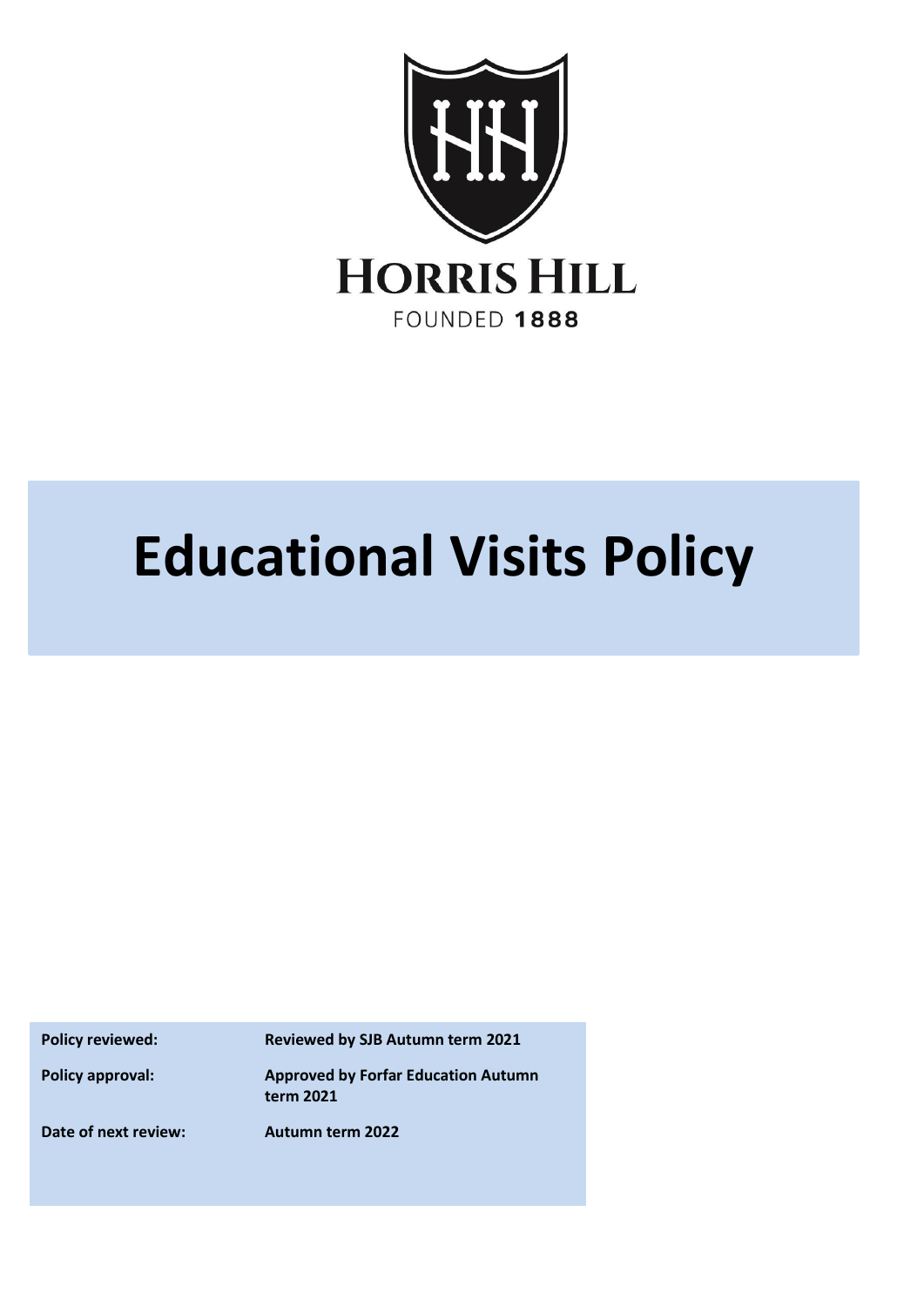HORRIS HILL

FOUNDED 1888

# Educational Visits Policy

| | |
|---|---|
| **Policy reviewed:** | **Reviewed by SJB Autumn term 2021** |
| **Policy approval:** | **Approved by Forfar Education Autumn term 2021** |
| **Date of next review:** | **Autumn term 2022** |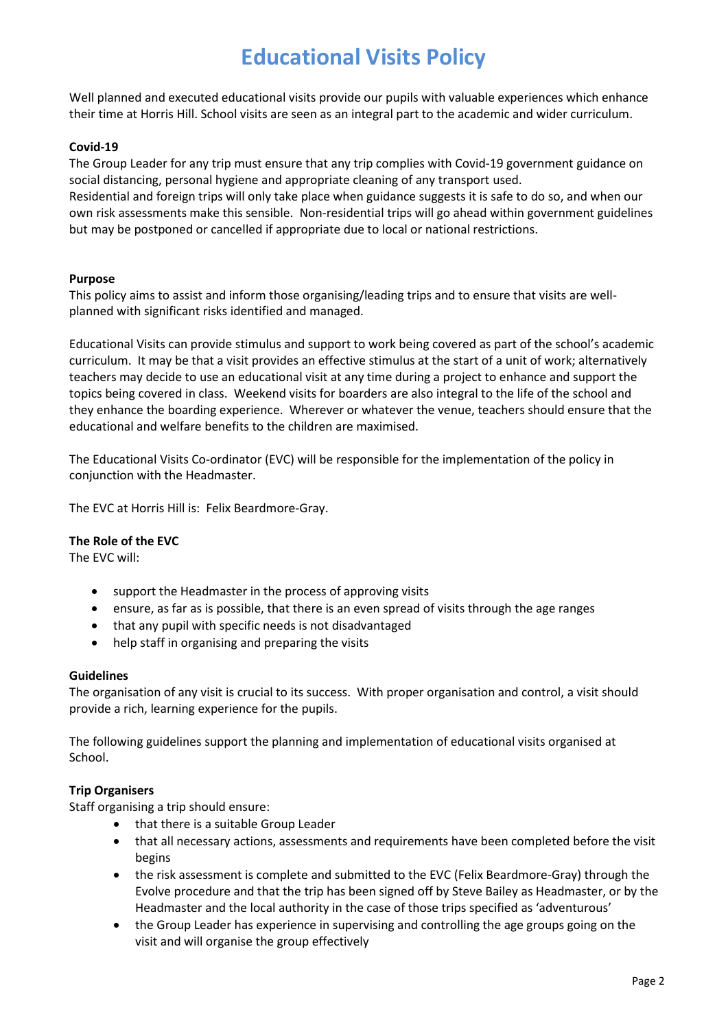# Educational Visits Policy

Well planned and executed educational visits provide our pupils with valuable experiences which enhance their time at Horris Hill. School visits are seen as an integral part to the academic and wider curriculum.

**Covid-19**

The Group Leader for any trip must ensure that any trip complies with Covid-19 government guidance on social distancing, personal hygiene and appropriate cleaning of any transport used.

Residential and foreign trips will only take place when guidance suggests it is safe to do so, and when our own risk assessments make this sensible. Non-residential trips will go ahead within government guidelines but may be postponed or cancelled if appropriate due to local or national restrictions.

**Purpose**

This policy aims to assist and inform those organising/leading trips and to ensure that visits are well-planned with significant risks identified and managed.

Educational Visits can provide stimulus and support to work being covered as part of the school's academic curriculum. It may be that a visit provides an effective stimulus at the start of a unit of work; alternatively teachers may decide to use an educational visit at any time during a project to enhance and support the topics being covered in class. Weekend visits for boarders are also integral to the life of the school and they enhance the boarding experience. Wherever or whatever the venue, teachers should ensure that the educational and welfare benefits to the children are maximised.

The Educational Visits Co-ordinator (EVC) will be responsible for the implementation of the policy in conjunction with the Headmaster.

The EVC at Horris Hill is: Felix Beardmore-Gray.

**The Role of the EVC**

The EVC will:

- support the Headmaster in the process of approving visits
- ensure, as far as is possible, that there is an even spread of visits through the age ranges
- that any pupil with specific needs is not disadvantaged
- help staff in organising and preparing the visits

**Guidelines**

The organisation of any visit is crucial to its success. With proper organisation and control, a visit should provide a rich, learning experience for the pupils.

The following guidelines support the planning and implementation of educational visits organised at School.

**Trip Organisers**

Staff organising a trip should ensure:

- that there is a suitable Group Leader
- that all necessary actions, assessments and requirements have been completed before the visit begins
- the risk assessment is complete and submitted to the EVC (Felix Beardmore-Gray) through the Evolve procedure and that the trip has been signed off by Steve Bailey as Headmaster, or by the Headmaster and the local authority in the case of those trips specified as 'adventurous'
- the Group Leader has experience in supervising and controlling the age groups going on the visit and will organise the group effectively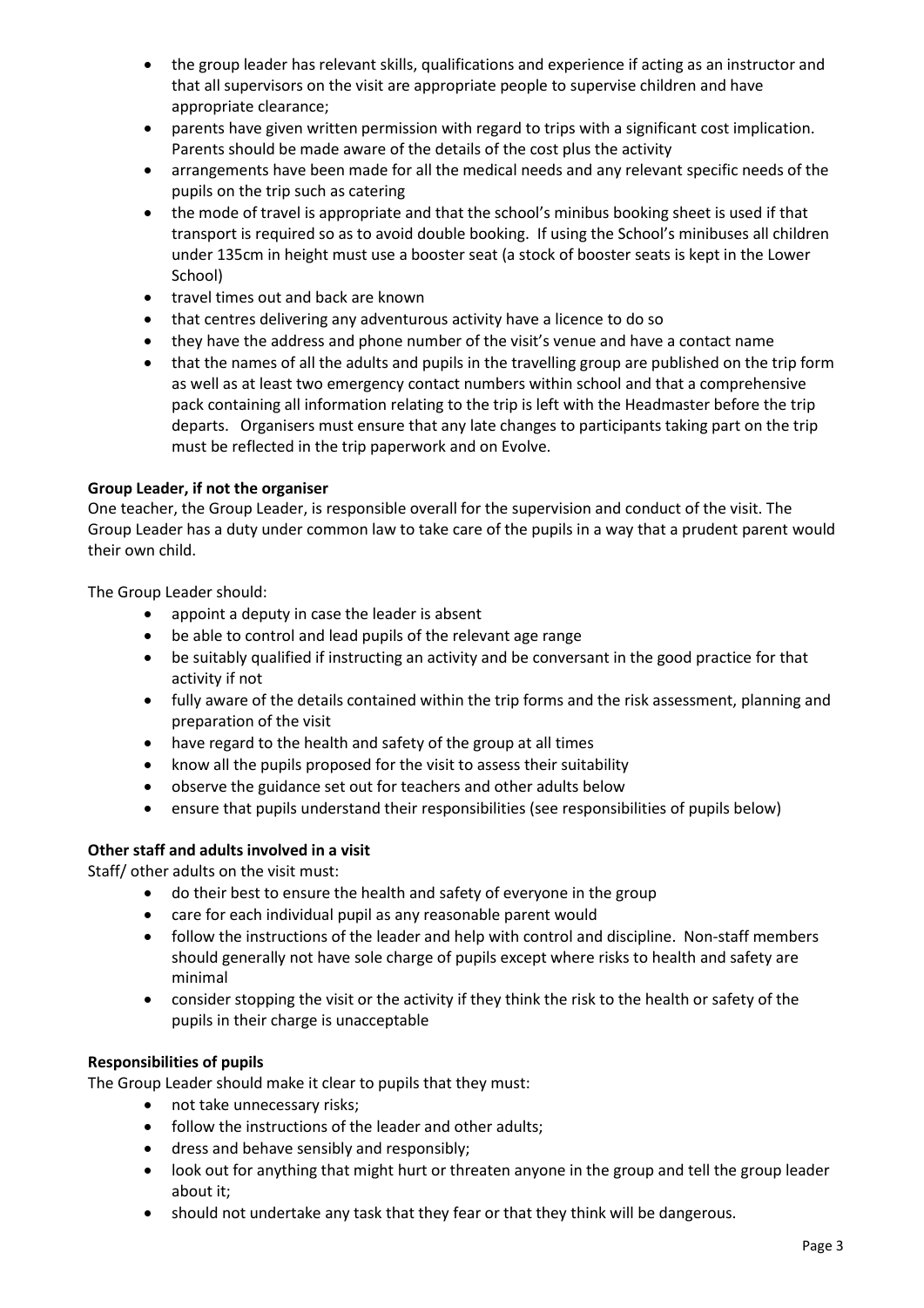- the group leader has relevant skills, qualifications and experience if acting as an instructor and that all supervisors on the visit are appropriate people to supervise children and have appropriate clearance;
- parents have given written permission with regard to trips with a significant cost implication. Parents should be made aware of the details of the cost plus the activity
- arrangements have been made for all the medical needs and any relevant specific needs of the pupils on the trip such as catering
- the mode of travel is appropriate and that the school's minibus booking sheet is used if that transport is required so as to avoid double booking. If using the School's minibuses all children under 135cm in height must use a booster seat (a stock of booster seats is kept in the Lower School)
- travel times out and back are known
- that centres delivering any adventurous activity have a licence to do so
- they have the address and phone number of the visit's venue and have a contact name
- that the names of all the adults and pupils in the travelling group are published on the trip form as well as at least two emergency contact numbers within school and that a comprehensive pack containing all information relating to the trip is left with the Headmaster before the trip departs. Organisers must ensure that any late changes to participants taking part on the trip must be reflected in the trip paperwork and on Evolve.

**Group Leader, if not the organiser**

One teacher, the Group Leader, is responsible overall for the supervision and conduct of the visit. The Group Leader has a duty under common law to take care of the pupils in a way that a prudent parent would their own child.

The Group Leader should:

- appoint a deputy in case the leader is absent
- be able to control and lead pupils of the relevant age range
- be suitably qualified if instructing an activity and be conversant in the good practice for that activity if not
- fully aware of the details contained within the trip forms and the risk assessment, planning and preparation of the visit
- have regard to the health and safety of the group at all times
- know all the pupils proposed for the visit to assess their suitability
- observe the guidance set out for teachers and other adults below
- ensure that pupils understand their responsibilities (see responsibilities of pupils below)

**Other staff and adults involved in a visit**

Staff/ other adults on the visit must:

- do their best to ensure the health and safety of everyone in the group
- care for each individual pupil as any reasonable parent would
- follow the instructions of the leader and help with control and discipline. Non-staff members should generally not have sole charge of pupils except where risks to health and safety are minimal
- consider stopping the visit or the activity if they think the risk to the health or safety of the pupils in their charge is unacceptable

**Responsibilities of pupils**

The Group Leader should make it clear to pupils that they must:

- not take unnecessary risks;
- follow the instructions of the leader and other adults;
- dress and behave sensibly and responsibly;
- look out for anything that might hurt or threaten anyone in the group and tell the group leader about it;
- should not undertake any task that they fear or that they think will be dangerous.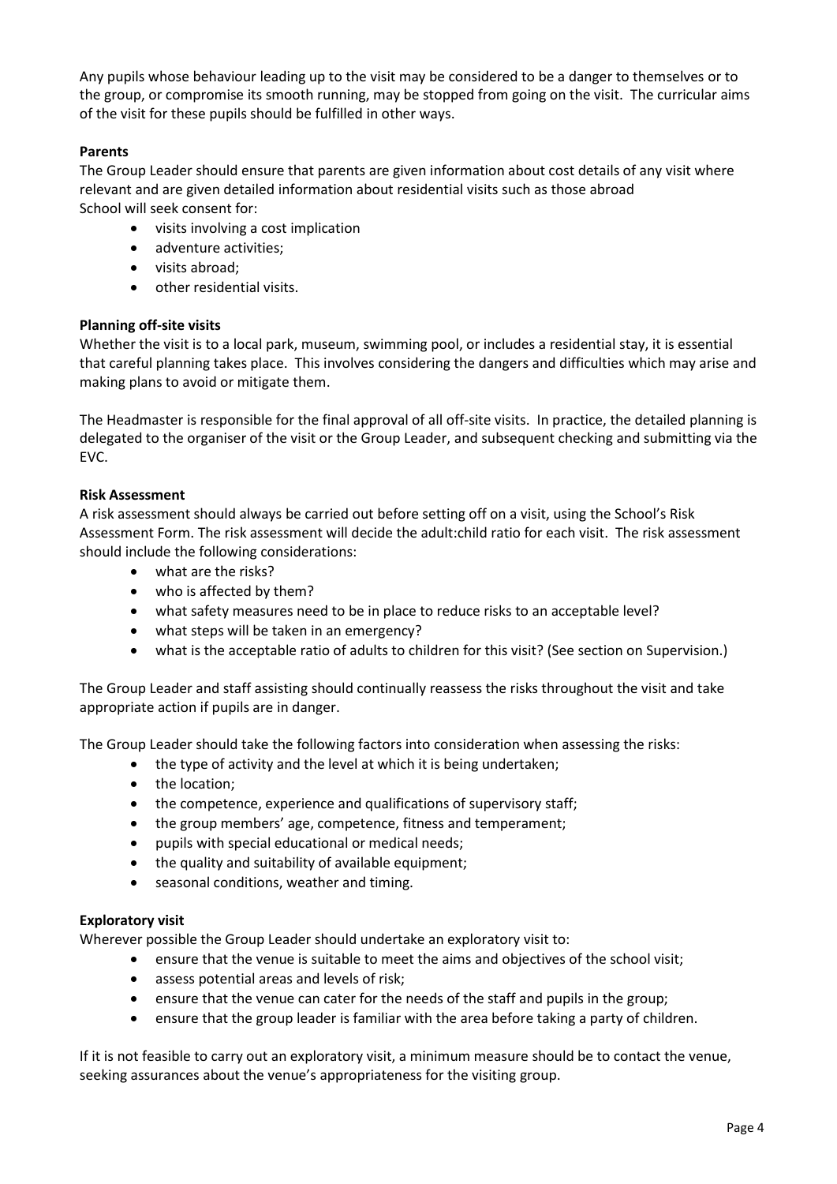Any pupils whose behaviour leading up to the visit may be considered to be a danger to themselves or to the group, or compromise its smooth running, may be stopped from going on the visit. The curricular aims of the visit for these pupils should be fulfilled in other ways.

**Parents**

The Group Leader should ensure that parents are given information about cost details of any visit where relevant and are given detailed information about residential visits such as those abroad
School will seek consent for:

- visits involving a cost implication
- adventure activities;
- visits abroad;
- other residential visits.

**Planning off-site visits**

Whether the visit is to a local park, museum, swimming pool, or includes a residential stay, it is essential that careful planning takes place. This involves considering the dangers and difficulties which may arise and making plans to avoid or mitigate them.

The Headmaster is responsible for the final approval of all off-site visits. In practice, the detailed planning is delegated to the organiser of the visit or the Group Leader, and subsequent checking and submitting via the EVC.

**Risk Assessment**

A risk assessment should always be carried out before setting off on a visit, using the School's Risk Assessment Form. The risk assessment will decide the adult:child ratio for each visit. The risk assessment should include the following considerations:

- what are the risks?
- who is affected by them?
- what safety measures need to be in place to reduce risks to an acceptable level?
- what steps will be taken in an emergency?
- what is the acceptable ratio of adults to children for this visit? (See section on Supervision.)

The Group Leader and staff assisting should continually reassess the risks throughout the visit and take appropriate action if pupils are in danger.

The Group Leader should take the following factors into consideration when assessing the risks:

- the type of activity and the level at which it is being undertaken;
- the location;
- the competence, experience and qualifications of supervisory staff;
- the group members' age, competence, fitness and temperament;
- pupils with special educational or medical needs;
- the quality and suitability of available equipment;
- seasonal conditions, weather and timing.

**Exploratory visit**

Wherever possible the Group Leader should undertake an exploratory visit to:

- ensure that the venue is suitable to meet the aims and objectives of the school visit;
- assess potential areas and levels of risk;
- ensure that the venue can cater for the needs of the staff and pupils in the group;
- ensure that the group leader is familiar with the area before taking a party of children.

If it is not feasible to carry out an exploratory visit, a minimum measure should be to contact the venue, seeking assurances about the venue's appropriateness for the visiting group.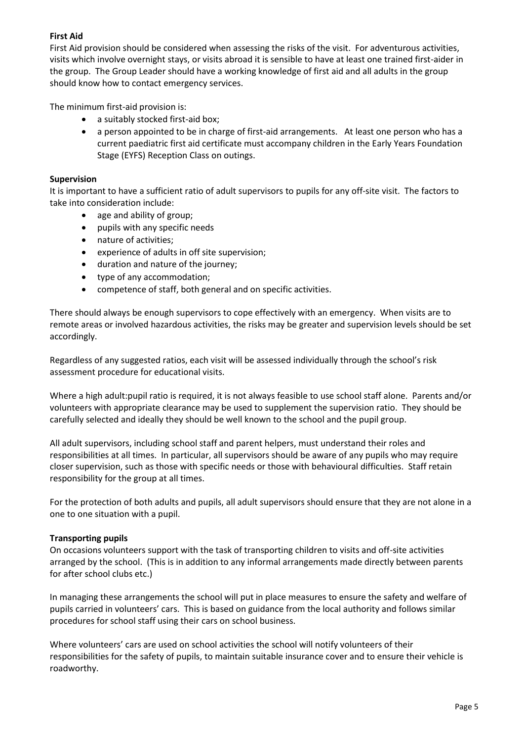**First Aid**

First Aid provision should be considered when assessing the risks of the visit. For adventurous activities, visits which involve overnight stays, or visits abroad it is sensible to have at least one trained first-aider in the group. The Group Leader should have a working knowledge of first aid and all adults in the group should know how to contact emergency services.

The minimum first-aid provision is:

- a suitably stocked first-aid box;
- a person appointed to be in charge of first-aid arrangements. At least one person who has a current paediatric first aid certificate must accompany children in the Early Years Foundation Stage (EYFS) Reception Class on outings.

**Supervision**

It is important to have a sufficient ratio of adult supervisors to pupils for any off-site visit. The factors to take into consideration include:

- age and ability of group;
- pupils with any specific needs
- nature of activities;
- experience of adults in off site supervision;
- duration and nature of the journey;
- type of any accommodation;
- competence of staff, both general and on specific activities.

There should always be enough supervisors to cope effectively with an emergency. When visits are to remote areas or involved hazardous activities, the risks may be greater and supervision levels should be set accordingly.

Regardless of any suggested ratios, each visit will be assessed individually through the school's risk assessment procedure for educational visits.

Where a high adult:pupil ratio is required, it is not always feasible to use school staff alone. Parents and/or volunteers with appropriate clearance may be used to supplement the supervision ratio. They should be carefully selected and ideally they should be well known to the school and the pupil group.

All adult supervisors, including school staff and parent helpers, must understand their roles and responsibilities at all times. In particular, all supervisors should be aware of any pupils who may require closer supervision, such as those with specific needs or those with behavioural difficulties. Staff retain responsibility for the group at all times.

For the protection of both adults and pupils, all adult supervisors should ensure that they are not alone in a one to one situation with a pupil.

**Transporting pupils**

On occasions volunteers support with the task of transporting children to visits and off-site activities arranged by the school. (This is in addition to any informal arrangements made directly between parents for after school clubs etc.)

In managing these arrangements the school will put in place measures to ensure the safety and welfare of pupils carried in volunteers' cars. This is based on guidance from the local authority and follows similar procedures for school staff using their cars on school business.

Where volunteers' cars are used on school activities the school will notify volunteers of their responsibilities for the safety of pupils, to maintain suitable insurance cover and to ensure their vehicle is roadworthy.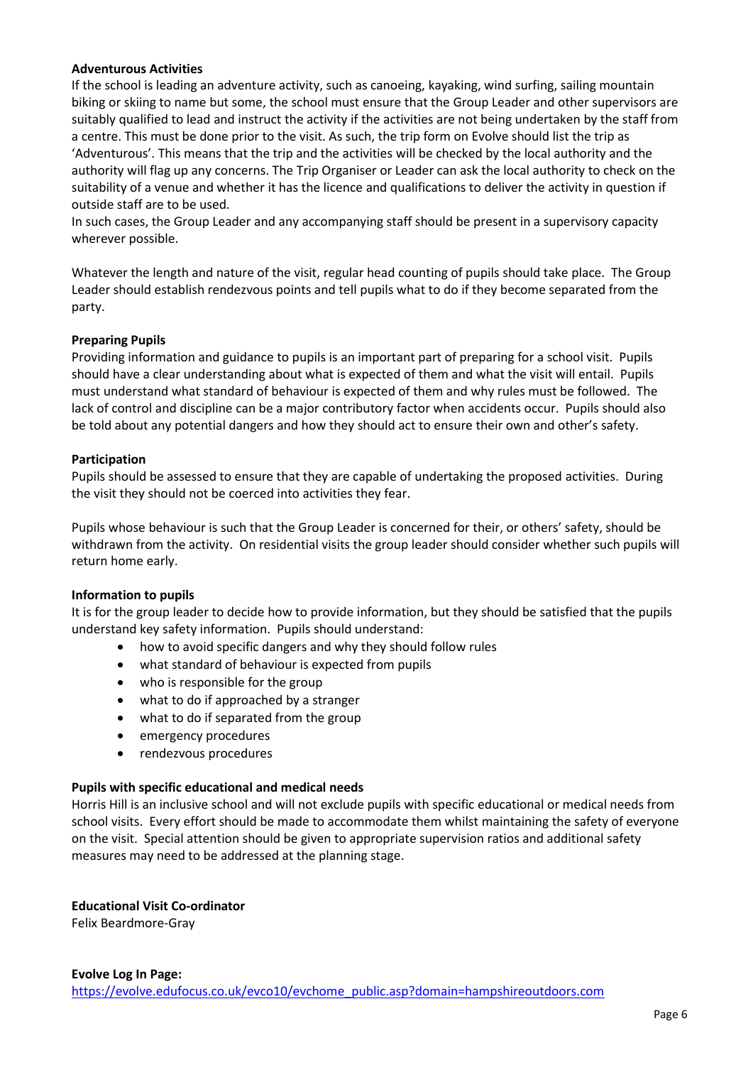**Adventurous Activities**

If the school is leading an adventure activity, such as canoeing, kayaking, wind surfing, sailing mountain biking or skiing to name but some, the school must ensure that the Group Leader and other supervisors are suitably qualified to lead and instruct the activity if the activities are not being undertaken by the staff from a centre. This must be done prior to the visit. As such, the trip form on Evolve should list the trip as 'Adventurous'. This means that the trip and the activities will be checked by the local authority and the authority will flag up any concerns. The Trip Organiser or Leader can ask the local authority to check on the suitability of a venue and whether it has the licence and qualifications to deliver the activity in question if outside staff are to be used.

In such cases, the Group Leader and any accompanying staff should be present in a supervisory capacity wherever possible.

Whatever the length and nature of the visit, regular head counting of pupils should take place. The Group Leader should establish rendezvous points and tell pupils what to do if they become separated from the party.

**Preparing Pupils**

Providing information and guidance to pupils is an important part of preparing for a school visit. Pupils should have a clear understanding about what is expected of them and what the visit will entail. Pupils must understand what standard of behaviour is expected of them and why rules must be followed. The lack of control and discipline can be a major contributory factor when accidents occur. Pupils should also be told about any potential dangers and how they should act to ensure their own and other's safety.

**Participation**

Pupils should be assessed to ensure that they are capable of undertaking the proposed activities. During the visit they should not be coerced into activities they fear.

Pupils whose behaviour is such that the Group Leader is concerned for their, or others' safety, should be withdrawn from the activity. On residential visits the group leader should consider whether such pupils will return home early.

**Information to pupils**

It is for the group leader to decide how to provide information, but they should be satisfied that the pupils understand key safety information. Pupils should understand:

- how to avoid specific dangers and why they should follow rules
- what standard of behaviour is expected from pupils
- who is responsible for the group
- what to do if approached by a stranger
- what to do if separated from the group
- emergency procedures
- rendezvous procedures

**Pupils with specific educational and medical needs**

Horris Hill is an inclusive school and will not exclude pupils with specific educational or medical needs from school visits. Every effort should be made to accommodate them whilst maintaining the safety of everyone on the visit. Special attention should be given to appropriate supervision ratios and additional safety measures may need to be addressed at the planning stage.

**Educational Visit Co-ordinator**

Felix Beardmore-Gray

**Evolve Log In Page:**

https://evolve.edufocus.co.uk/evco10/evchome_public.asp?domain=hampshireoutdoors.com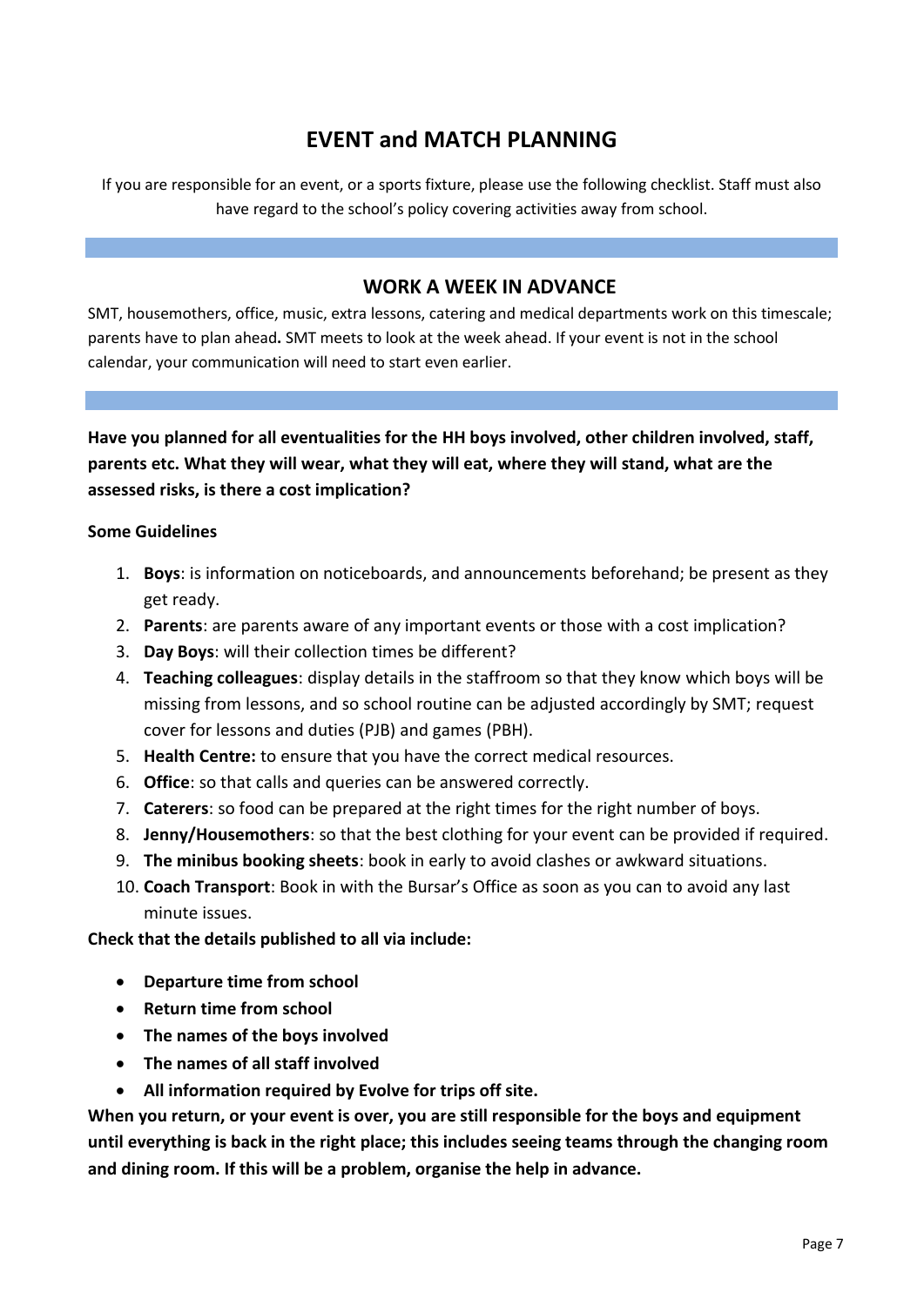# EVENT and MATCH PLANNING

If you are responsible for an event, or a sports fixture, please use the following checklist. Staff must also have regard to the school's policy covering activities away from school.

## WORK A WEEK IN ADVANCE

SMT, housemothers, office, music, extra lessons, catering and medical departments work on this timescale; parents have to plan ahead**.** SMT meets to look at the week ahead. If your event is not in the school calendar, your communication will need to start even earlier.

**Have you planned for all eventualities for the HH boys involved, other children involved, staff, parents etc. What they will wear, what they will eat, where they will stand, what are the assessed risks, is there a cost implication?**

**Some Guidelines**

1. **Boys**: is information on noticeboards, and announcements beforehand; be present as they get ready.
2. **Parents**: are parents aware of any important events or those with a cost implication?
3. **Day Boys**: will their collection times be different?
4. **Teaching colleagues**: display details in the staffroom so that they know which boys will be missing from lessons, and so school routine can be adjusted accordingly by SMT; request cover for lessons and duties (PJB) and games (PBH).
5. **Health Centre:** to ensure that you have the correct medical resources.
6. **Office**: so that calls and queries can be answered correctly.
7. **Caterers**: so food can be prepared at the right times for the right number of boys.
8. **Jenny/Housemothers**: so that the best clothing for your event can be provided if required.
9. **The minibus booking sheets**: book in early to avoid clashes or awkward situations.
10. **Coach Transport**: Book in with the Bursar's Office as soon as you can to avoid any last minute issues.

**Check that the details published to all via include:**

- **Departure time from school**
- **Return time from school**
- **The names of the boys involved**
- **The names of all staff involved**
- **All information required by Evolve for trips off site.**

**When you return, or your event is over, you are still responsible for the boys and equipment until everything is back in the right place; this includes seeing teams through the changing room and dining room. If this will be a problem, organise the help in advance.**